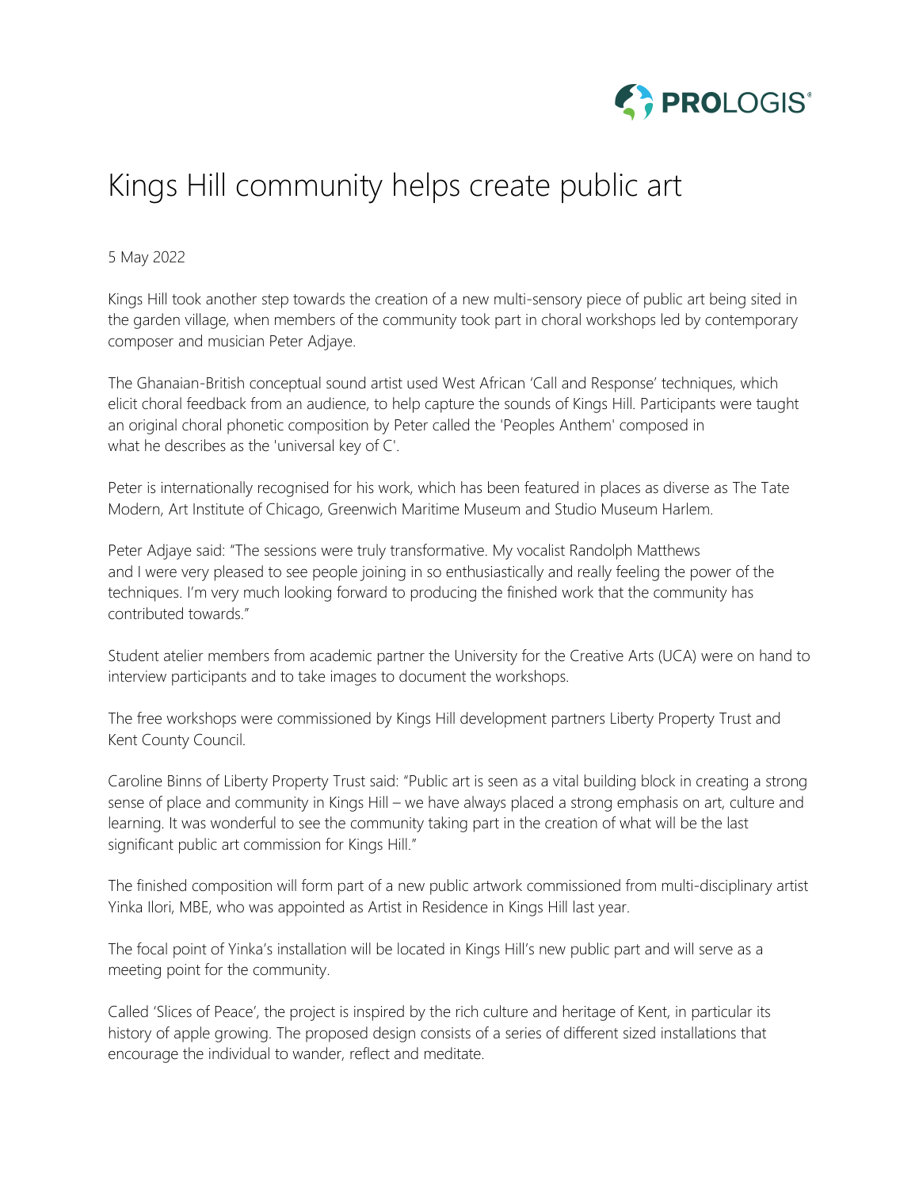# Kings Hill community helps create public art

5 May 2022

Kings Hill took another step towards the creation of a new multi-sensory piece of public art being sited in the garden village, when members of the community took part in choral workshops led by contemporary composer and musician Peter Adjaye.

The Ghanaian-British conceptual sound artist used West African 'Call and Response' techniques, which elicit choral feedback from an audience, to help capture the sounds of Kings Hill. Participants were taught an original choral phonetic composition by Peter called the 'Peoples Anthem' composed in what he describes as the 'universal key of C'.

Peter is internationally recognised for his work, which has been featured in places as diverse as The Tate Modern, Art Institute of Chicago, Greenwich Maritime Museum and Studio Museum Harlem.

Peter Adjaye said: "The sessions were truly transformative. My vocalist Randolph Matthews and I were very pleased to see people joining in so enthusiastically and really feeling the power of the techniques. I'm very much looking forward to producing the finished work that the community has contributed towards."

Student atelier members from academic partner the University for the Creative Arts (UCA) were on hand to interview participants and to take images to document the workshops.

The free workshops were commissioned by Kings Hill development partners Liberty Property Trust and Kent County Council.

Caroline Binns of Liberty Property Trust said: "Public art is seen as a vital building block in creating a strong sense of place and community in Kings Hill – we have always placed a strong emphasis on art, culture and learning. It was wonderful to see the community taking part in the creation of what will be the last significant public art commission for Kings Hill."

The finished composition will form part of a new public artwork commissioned from multi-disciplinary artist Yinka Ilori, MBE, who was appointed as Artist in Residence in Kings Hill last year.

The focal point of Yinka's installation will be located in Kings Hill's new public part and will serve as a meeting point for the community.

Called 'Slices of Peace', the project is inspired by the rich culture and heritage of Kent, in particular its history of apple growing. The proposed design consists of a series of different sized installations that encourage the individual to wander, reflect and meditate.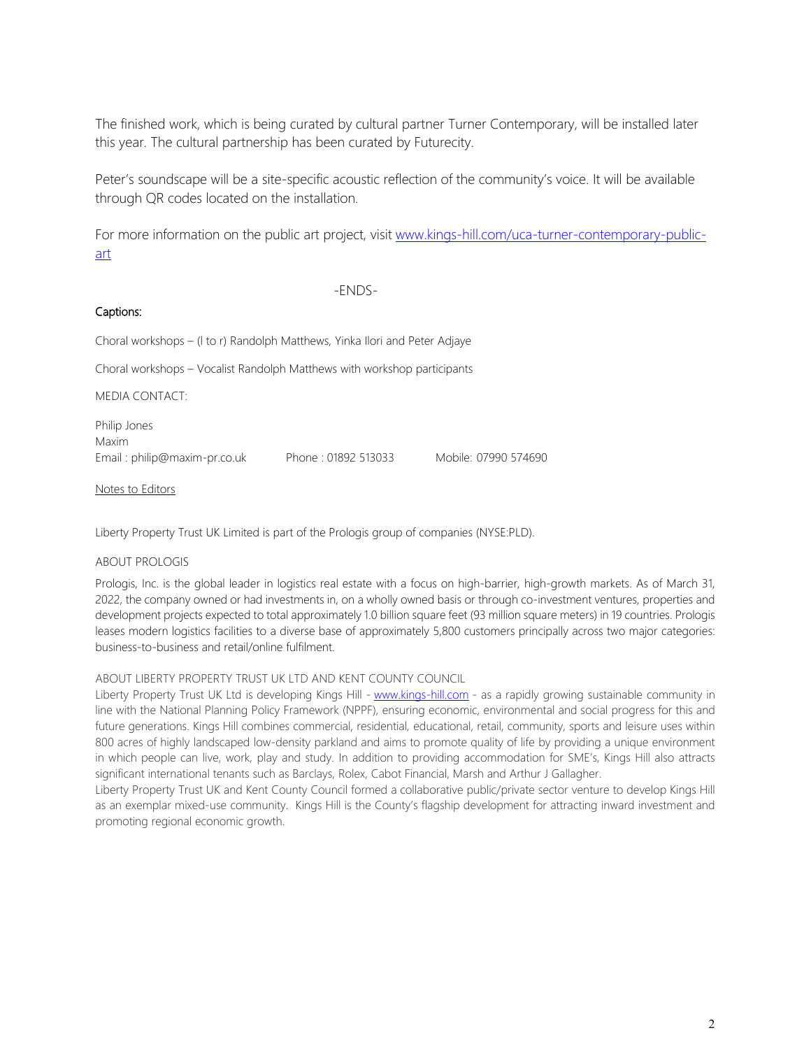The finished work, which is being curated by cultural partner Turner Contemporary, will be installed later this year. The cultural partnership has been curated by Futurecity.

Peter's soundscape will be a site-specific acoustic reflection of the community's voice. It will be available through QR codes located on the installation.

For more information on the public art project, visit [www.kings-hill.com/uca-turner-contemporary-public-art](www.kings-hill.com/uca-turner-contemporary-public-art)

-ENDS-

Captions:

Choral workshops – (l to r) Randolph Matthews, Yinka Ilori and Peter Adjaye

Choral workshops – Vocalist Randolph Matthews with workshop participants

MEDIA CONTACT:

Philip Jones
Maxim
Email : philip@maxim-pr.co.uk Phone : 01892 513033 Mobile: 07990 574690

Notes to Editors

Liberty Property Trust UK Limited is part of the Prologis group of companies (NYSE:PLD).

ABOUT PROLOGIS

Prologis, Inc. is the global leader in logistics real estate with a focus on high-barrier, high-growth markets. As of March 31, 2022, the company owned or had investments in, on a wholly owned basis or through co-investment ventures, properties and development projects expected to total approximately 1.0 billion square feet (93 million square meters) in 19 countries. Prologis leases modern logistics facilities to a diverse base of approximately 5,800 customers principally across two major categories: business-to-business and retail/online fulfilment.

ABOUT LIBERTY PROPERTY TRUST UK LTD AND KENT COUNTY COUNCIL

Liberty Property Trust UK Ltd is developing Kings Hill - [www.kings-hill.com](www.kings-hill.com) - as a rapidly growing sustainable community in line with the National Planning Policy Framework (NPPF), ensuring economic, environmental and social progress for this and future generations. Kings Hill combines commercial, residential, educational, retail, community, sports and leisure uses within 800 acres of highly landscaped low-density parkland and aims to promote quality of life by providing a unique environment in which people can live, work, play and study. In addition to providing accommodation for SME's, Kings Hill also attracts significant international tenants such as Barclays, Rolex, Cabot Financial, Marsh and Arthur J Gallagher.

Liberty Property Trust UK and Kent County Council formed a collaborative public/private sector venture to develop Kings Hill as an exemplar mixed-use community. Kings Hill is the County's flagship development for attracting inward investment and promoting regional economic growth.